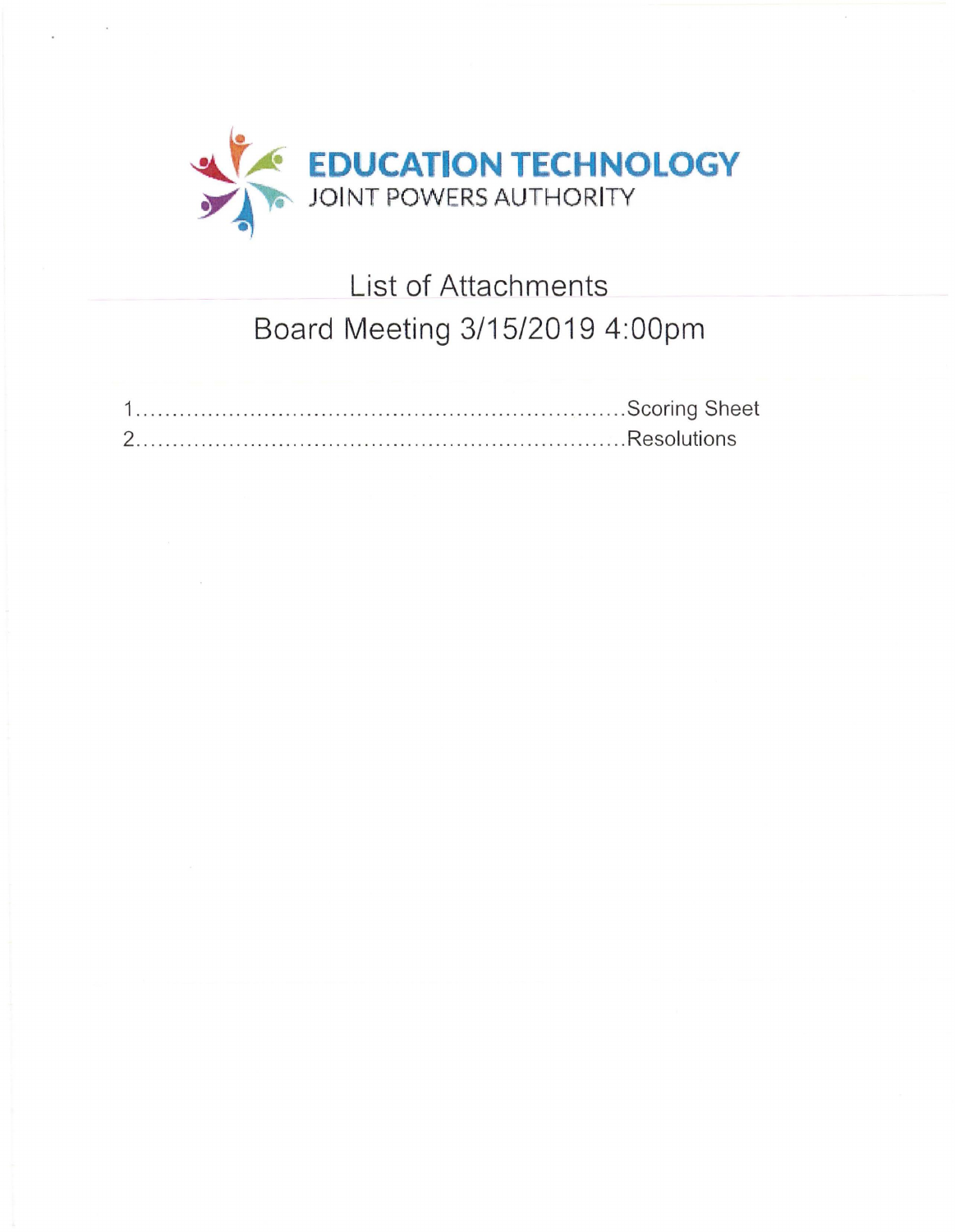**EDUCATION TECHNOLOGY**
JOINT POWERS AUTHORITY

# List of Attachments

## Board Meeting 3/15/2019 4:00pm

1.................................................................Scoring Sheet
2.................................................................Resolutions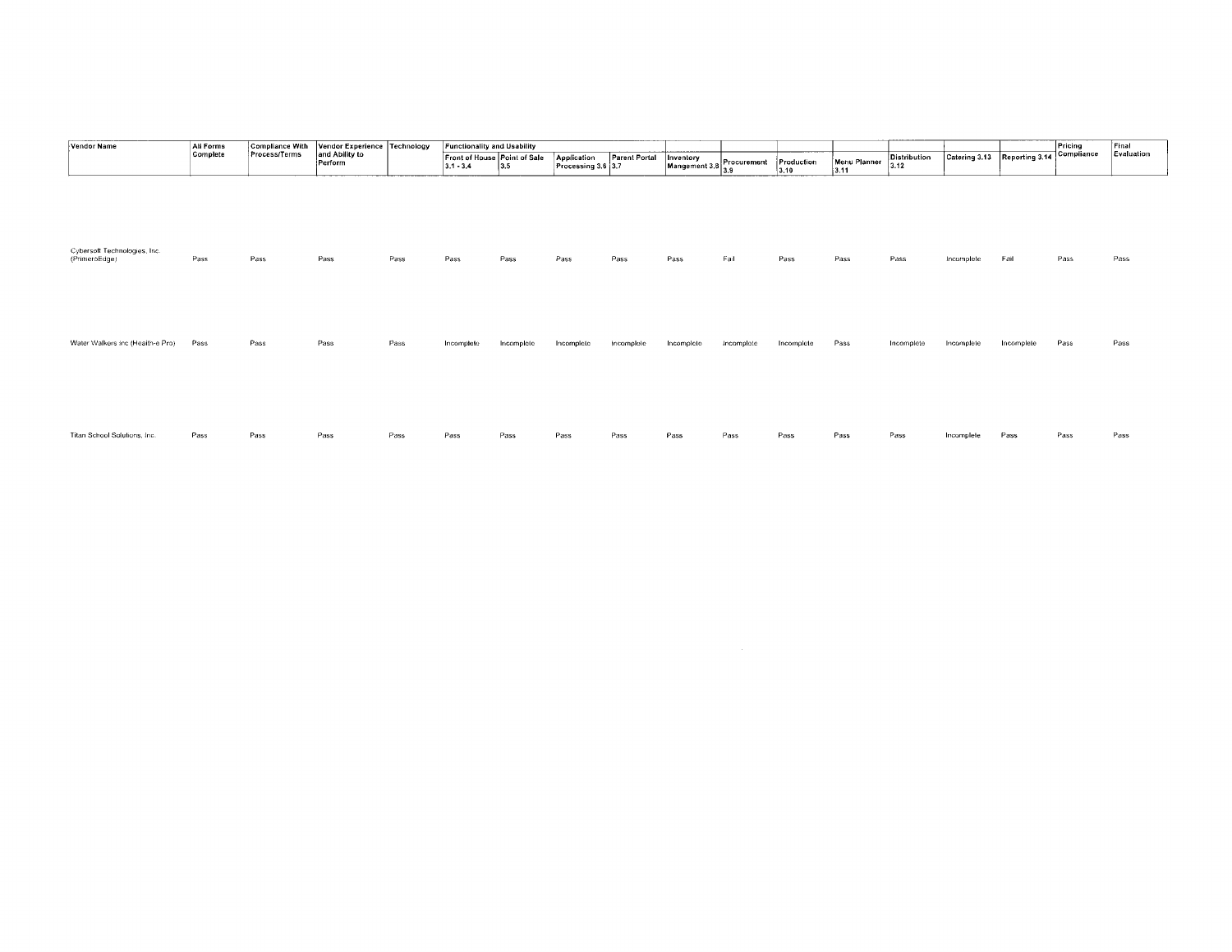| Vendor Name | All Forms Complete | Compliance With Process/Terms | Vendor Experience and Ability to Perform | Technology | Functionality and Usability | | | | | | | | | | | Pricing Compliance | Final Evaluation |
|---|---|---|---|---|---|---|---|---|---|---|---|---|---|---|---|---|---|
| | | | | | Front of House 3.1 - 3.4 | Point of Sale 3.5 | Application Processing 3.6 | Parent Portal 3.7 | Inventory Mangement 3.8 | Procurement 3.9 | Production 3.10 | Menu Planner 3.11 | Distribution 3.12 | Catering 3.13 | Reporting 3.14 | | |
| Cybersoft Technologies, Inc. (PrimeroEdge) | Pass | Pass | Pass | Pass | Pass | Pass | Pass | Pass | Pass | Fail | Pass | Pass | Pass | Incomplete | Fail | Pass | Pass |
| Water Walkers inc (Health-e Pro) | Pass | Pass | Pass | Pass | Incomplete | Incomplete | Incomplete | Incomplete | Incomplete | Incomplete | Incomplete | Pass | Incomplete | Incomplete | Incomplete | Pass | Pass |
| Titan School Solutions, Inc. | Pass | Pass | Pass | Pass | Pass | Pass | Pass | Pass | Pass | Pass | Pass | Pass | Pass | Incomplete | Pass | Pass | Pass |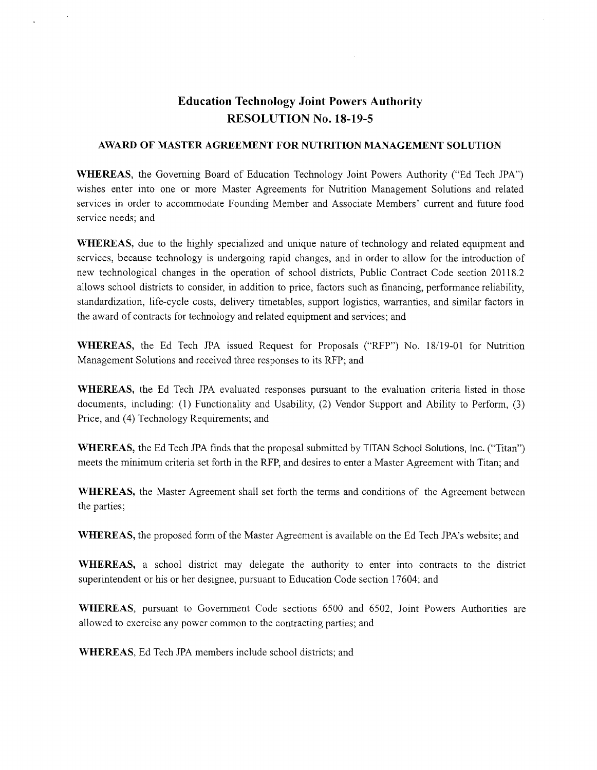# Education Technology Joint Powers Authority
# RESOLUTION No. 18-19-5

## AWARD OF MASTER AGREEMENT FOR NUTRITION MANAGEMENT SOLUTION

**WHEREAS,** the Governing Board of Education Technology Joint Powers Authority ("Ed Tech JPA") wishes enter into one or more Master Agreements for Nutrition Management Solutions and related services in order to accommodate Founding Member and Associate Members' current and future food service needs; and

**WHEREAS,** due to the highly specialized and unique nature of technology and related equipment and services, because technology is undergoing rapid changes, and in order to allow for the introduction of new technological changes in the operation of school districts, Public Contract Code section 20118.2 allows school districts to consider, in addition to price, factors such as financing, performance reliability, standardization, life-cycle costs, delivery timetables, support logistics, warranties, and similar factors in the award of contracts for technology and related equipment and services; and

**WHEREAS,** the Ed Tech JPA issued Request for Proposals ("RFP") No. 18/19-01 for Nutrition Management Solutions and received three responses to its RFP; and

**WHEREAS,** the Ed Tech JPA evaluated responses pursuant to the evaluation criteria listed in those documents, including: (1) Functionality and Usability, (2) Vendor Support and Ability to Perform, (3) Price, and (4) Technology Requirements; and

**WHEREAS,** the Ed Tech JPA finds that the proposal submitted by TITAN School Solutions, Inc. ("Titan") meets the minimum criteria set forth in the RFP, and desires to enter a Master Agreement with Titan; and

**WHEREAS,** the Master Agreement shall set forth the terms and conditions of the Agreement between the parties;

**WHEREAS,** the proposed form of the Master Agreement is available on the Ed Tech JPA's website; and

**WHEREAS,** a school district may delegate the authority to enter into contracts to the district superintendent or his or her designee, pursuant to Education Code section 17604; and

**WHEREAS,** pursuant to Government Code sections 6500 and 6502, Joint Powers Authorities are allowed to exercise any power common to the contracting parties; and

**WHEREAS,** Ed Tech JPA members include school districts; and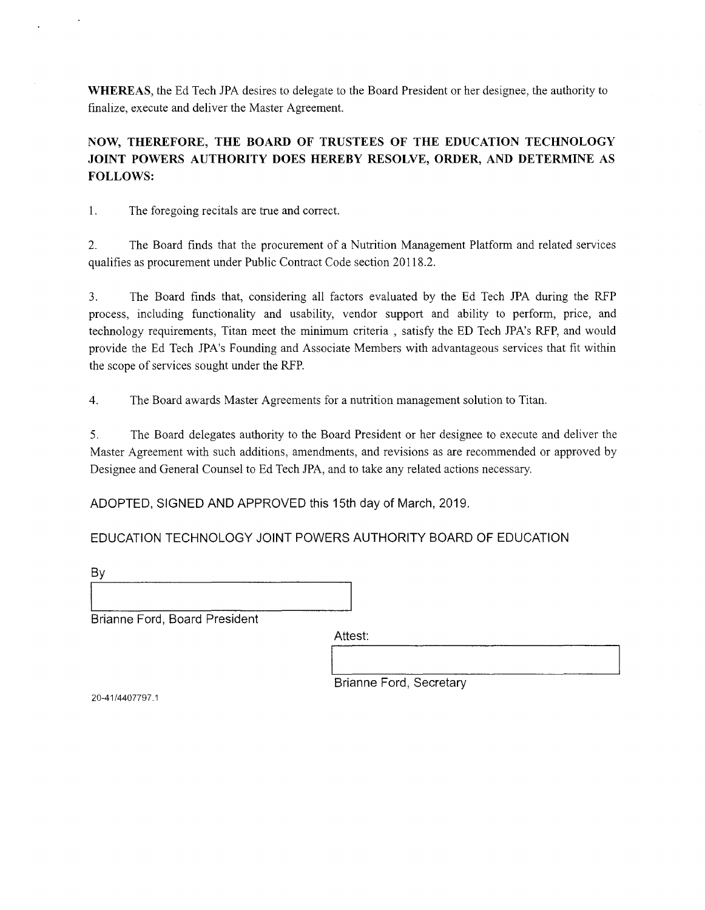**WHEREAS**, the Ed Tech JPA desires to delegate to the Board President or her designee, the authority to finalize, execute and deliver the Master Agreement.

**NOW, THEREFORE, THE BOARD OF TRUSTEES OF THE EDUCATION TECHNOLOGY JOINT POWERS AUTHORITY DOES HEREBY RESOLVE, ORDER, AND DETERMINE AS FOLLOWS:**

1. The foregoing recitals are true and correct.

2. The Board finds that the procurement of a Nutrition Management Platform and related services qualifies as procurement under Public Contract Code section 20118.2.

3. The Board finds that, considering all factors evaluated by the Ed Tech JPA during the RFP process, including functionality and usability, vendor support and ability to perform, price, and technology requirements, Titan meet the minimum criteria , satisfy the ED Tech JPA's RFP, and would provide the Ed Tech JPA's Founding and Associate Members with advantageous services that fit within the scope of services sought under the RFP.

4. The Board awards Master Agreements for a nutrition management solution to Titan.

5. The Board delegates authority to the Board President or her designee to execute and deliver the Master Agreement with such additions, amendments, and revisions as are recommended or approved by Designee and General Counsel to Ed Tech JPA, and to take any related actions necessary.

ADOPTED, SIGNED AND APPROVED this 15th day of March, 2019.

EDUCATION TECHNOLOGY JOINT POWERS AUTHORITY BOARD OF EDUCATION

By

Brianne Ford, Board President

Attest:

Brianne Ford, Secretary

20-41/4407797.1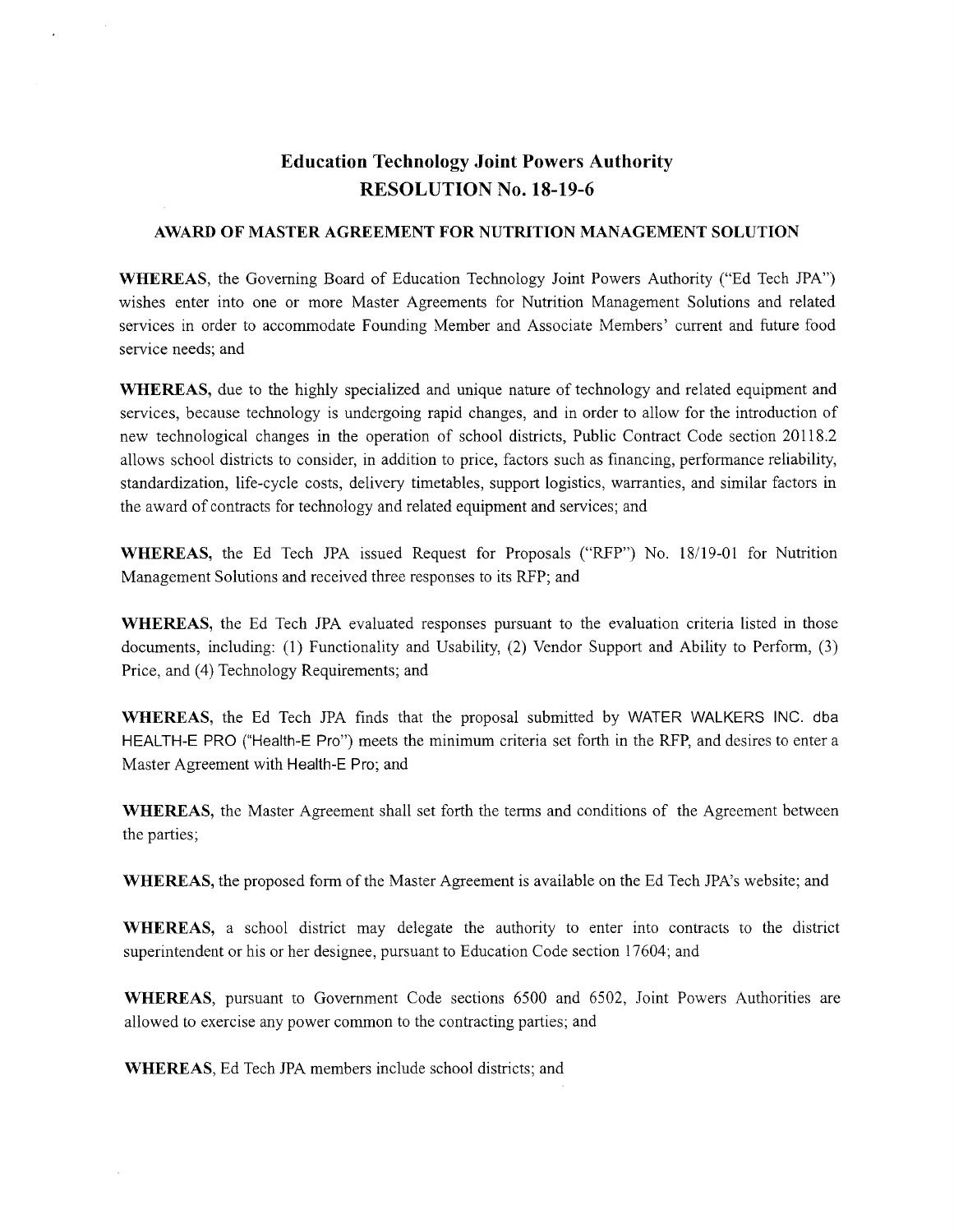# Education Technology Joint Powers Authority
# RESOLUTION No. 18-19-6

## AWARD OF MASTER AGREEMENT FOR NUTRITION MANAGEMENT SOLUTION

**WHEREAS**, the Governing Board of Education Technology Joint Powers Authority ("Ed Tech JPA") wishes enter into one or more Master Agreements for Nutrition Management Solutions and related services in order to accommodate Founding Member and Associate Members' current and future food service needs; and

**WHEREAS,** due to the highly specialized and unique nature of technology and related equipment and services, because technology is undergoing rapid changes, and in order to allow for the introduction of new technological changes in the operation of school districts, Public Contract Code section 20118.2 allows school districts to consider, in addition to price, factors such as financing, performance reliability, standardization, life-cycle costs, delivery timetables, support logistics, warranties, and similar factors in the award of contracts for technology and related equipment and services; and

**WHEREAS,** the Ed Tech JPA issued Request for Proposals ("RFP") No. 18/19-01 for Nutrition Management Solutions and received three responses to its RFP; and

**WHEREAS,** the Ed Tech JPA evaluated responses pursuant to the evaluation criteria listed in those documents, including: (1) Functionality and Usability, (2) Vendor Support and Ability to Perform, (3) Price, and (4) Technology Requirements; and

**WHEREAS,** the Ed Tech JPA finds that the proposal submitted by WATER WALKERS INC. dba HEALTH-E PRO ("Health-E Pro") meets the minimum criteria set forth in the RFP, and desires to enter a Master Agreement with Health-E Pro; and

**WHEREAS,** the Master Agreement shall set forth the terms and conditions of the Agreement between the parties;

**WHEREAS,** the proposed form of the Master Agreement is available on the Ed Tech JPA's website; and

**WHEREAS,** a school district may delegate the authority to enter into contracts to the district superintendent or his or her designee, pursuant to Education Code section 17604; and

**WHEREAS**, pursuant to Government Code sections 6500 and 6502, Joint Powers Authorities are allowed to exercise any power common to the contracting parties; and

**WHEREAS**, Ed Tech JPA members include school districts; and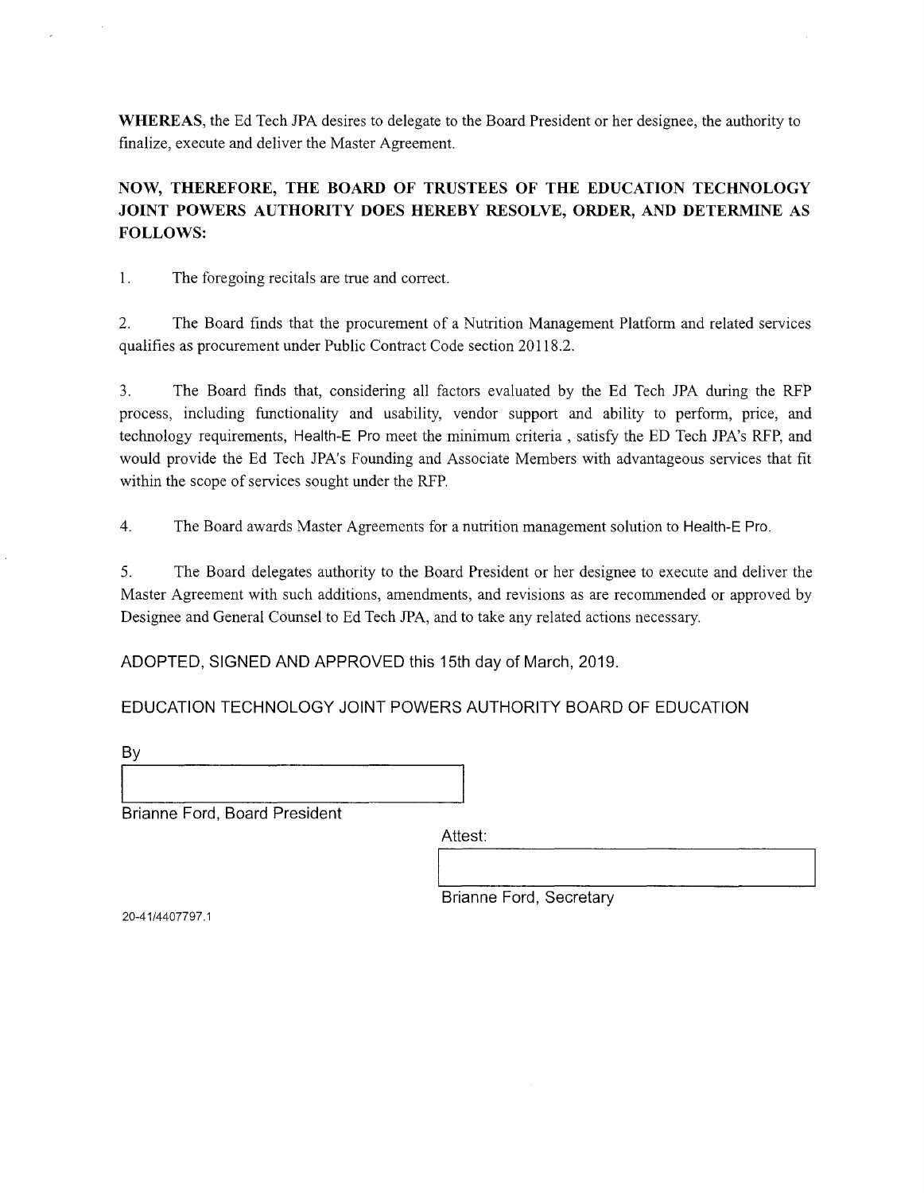**WHEREAS**, the Ed Tech JPA desires to delegate to the Board President or her designee, the authority to finalize, execute and deliver the Master Agreement.

**NOW, THEREFORE, THE BOARD OF TRUSTEES OF THE EDUCATION TECHNOLOGY JOINT POWERS AUTHORITY DOES HEREBY RESOLVE, ORDER, AND DETERMINE AS FOLLOWS:**

1. The foregoing recitals are true and correct.

2. The Board finds that the procurement of a Nutrition Management Platform and related services qualifies as procurement under Public Contract Code section 20118.2.

3. The Board finds that, considering all factors evaluated by the Ed Tech JPA during the RFP process, including functionality and usability, vendor support and ability to perform, price, and technology requirements, Health-E Pro meet the minimum criteria , satisfy the ED Tech JPA's RFP, and would provide the Ed Tech JPA's Founding and Associate Members with advantageous services that fit within the scope of services sought under the RFP.

4. The Board awards Master Agreements for a nutrition management solution to Health-E Pro.

5. The Board delegates authority to the Board President or her designee to execute and deliver the Master Agreement with such additions, amendments, and revisions as are recommended or approved by Designee and General Counsel to Ed Tech JPA, and to take any related actions necessary.

ADOPTED, SIGNED AND APPROVED this 15th day of March, 2019.

EDUCATION TECHNOLOGY JOINT POWERS AUTHORITY BOARD OF EDUCATION

By

______________________________

Brianne Ford, Board President

Attest:

______________________________

Brianne Ford, Secretary

20-41/4407797.1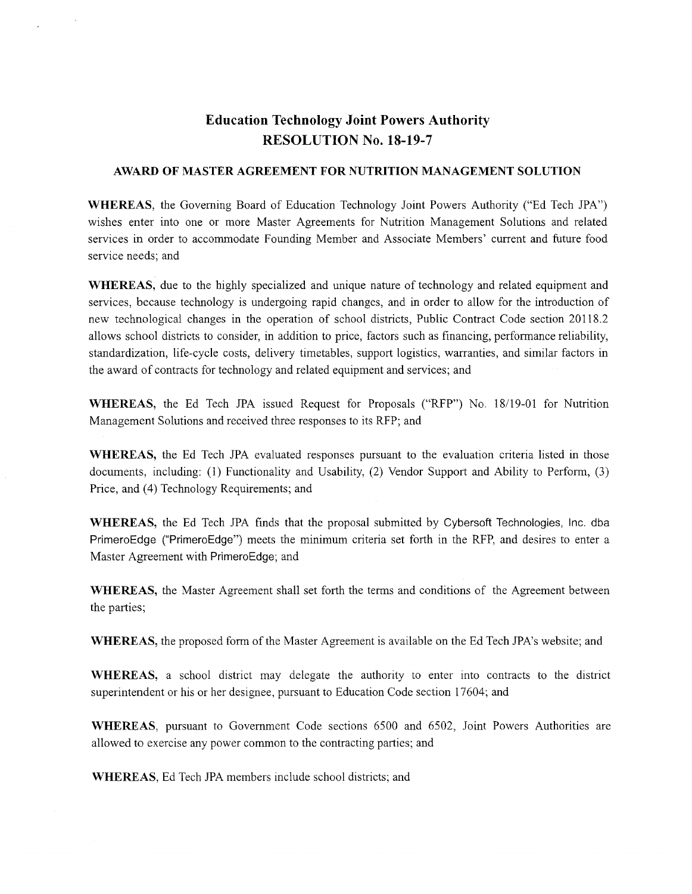# Education Technology Joint Powers Authority
## RESOLUTION No. 18-19-7

### AWARD OF MASTER AGREEMENT FOR NUTRITION MANAGEMENT SOLUTION

**WHEREAS**, the Governing Board of Education Technology Joint Powers Authority ("Ed Tech JPA") wishes enter into one or more Master Agreements for Nutrition Management Solutions and related services in order to accommodate Founding Member and Associate Members' current and future food service needs; and

**WHEREAS**, due to the highly specialized and unique nature of technology and related equipment and services, because technology is undergoing rapid changes, and in order to allow for the introduction of new technological changes in the operation of school districts, Public Contract Code section 20118.2 allows school districts to consider, in addition to price, factors such as financing, performance reliability, standardization, life-cycle costs, delivery timetables, support logistics, warranties, and similar factors in the award of contracts for technology and related equipment and services; and

**WHEREAS**, the Ed Tech JPA issued Request for Proposals ("RFP") No. 18/19-01 for Nutrition Management Solutions and received three responses to its RFP; and

**WHEREAS**, the Ed Tech JPA evaluated responses pursuant to the evaluation criteria listed in those documents, including: (1) Functionality and Usability, (2) Vendor Support and Ability to Perform, (3) Price, and (4) Technology Requirements; and

**WHEREAS**, the Ed Tech JPA finds that the proposal submitted by Cybersoft Technologies, Inc. dba PrimeroEdge ("PrimeroEdge") meets the minimum criteria set forth in the RFP, and desires to enter a Master Agreement with PrimeroEdge; and

**WHEREAS**, the Master Agreement shall set forth the terms and conditions of the Agreement between the parties;

**WHEREAS**, the proposed form of the Master Agreement is available on the Ed Tech JPA's website; and

**WHEREAS**, a school district may delegate the authority to enter into contracts to the district superintendent or his or her designee, pursuant to Education Code section 17604; and

**WHEREAS**, pursuant to Government Code sections 6500 and 6502, Joint Powers Authorities are allowed to exercise any power common to the contracting parties; and

**WHEREAS**, Ed Tech JPA members include school districts; and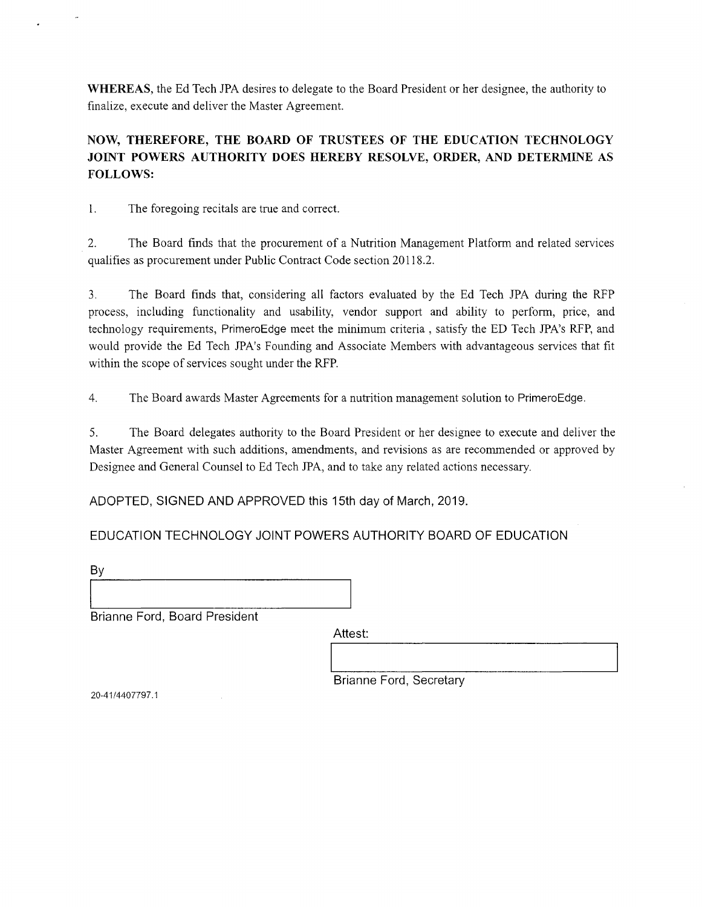**WHEREAS**, the Ed Tech JPA desires to delegate to the Board President or her designee, the authority to finalize, execute and deliver the Master Agreement.

**NOW, THEREFORE, THE BOARD OF TRUSTEES OF THE EDUCATION TECHNOLOGY JOINT POWERS AUTHORITY DOES HEREBY RESOLVE, ORDER, AND DETERMINE AS FOLLOWS:**

1. The foregoing recitals are true and correct.

2. The Board finds that the procurement of a Nutrition Management Platform and related services qualifies as procurement under Public Contract Code section 20118.2.

3. The Board finds that, considering all factors evaluated by the Ed Tech JPA during the RFP process, including functionality and usability, vendor support and ability to perform, price, and technology requirements, PrimeroEdge meet the minimum criteria , satisfy the ED Tech JPA's RFP, and would provide the Ed Tech JPA's Founding and Associate Members with advantageous services that fit within the scope of services sought under the RFP.

4. The Board awards Master Agreements for a nutrition management solution to PrimeroEdge.

5. The Board delegates authority to the Board President or her designee to execute and deliver the Master Agreement with such additions, amendments, and revisions as are recommended or approved by Designee and General Counsel to Ed Tech JPA, and to take any related actions necessary.

ADOPTED, SIGNED AND APPROVED this 15th day of March, 2019.

EDUCATION TECHNOLOGY JOINT POWERS AUTHORITY BOARD OF EDUCATION

By

Brianne Ford, Board President

Attest:

Brianne Ford, Secretary

20-41/4407797.1